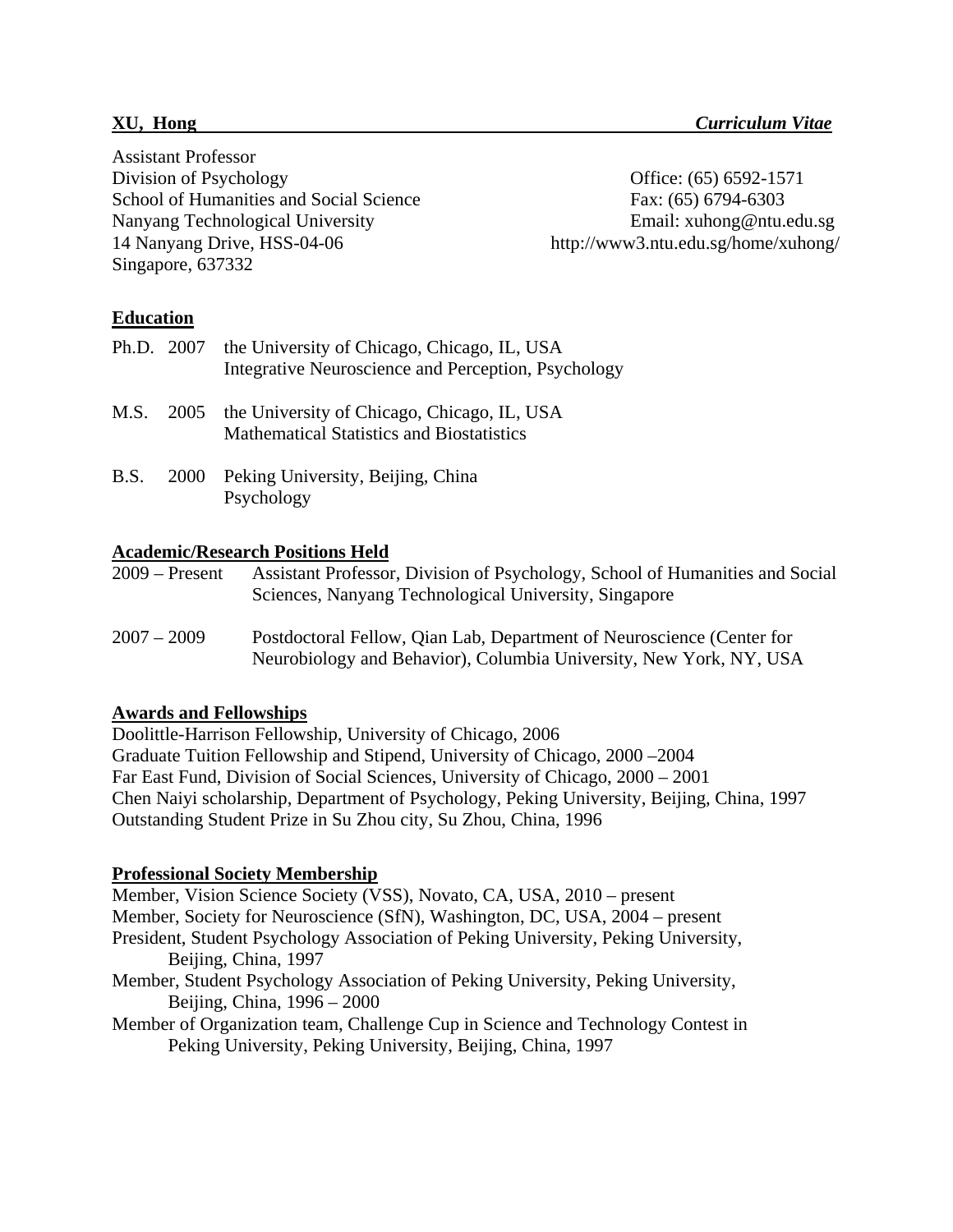**XU, Hong** *Curriculum Vitae*

Assistant Professor
Division of Psychology
School of Humanities and Social Science
Nanyang Technological University
14 Nanyang Drive, HSS-04-06
Singapore, 637332

Office: (65) 6592-1571
Fax: (65) 6794-6303
Email: xuhong@ntu.edu.sg
http://www3.ntu.edu.sg/home/xuhong/

## Education

Ph.D. 2007 the University of Chicago, Chicago, IL, USA
Integrative Neuroscience and Perception, Psychology

M.S. 2005 the University of Chicago, Chicago, IL, USA
Mathematical Statistics and Biostatistics

B.S. 2000 Peking University, Beijing, China
Psychology

## Academic/Research Positions Held

2009 – Present Assistant Professor, Division of Psychology, School of Humanities and Social Sciences, Nanyang Technological University, Singapore

2007 – 2009 Postdoctoral Fellow, Qian Lab, Department of Neuroscience (Center for Neurobiology and Behavior), Columbia University, New York, NY, USA

## Awards and Fellowships

Doolittle-Harrison Fellowship, University of Chicago, 2006
Graduate Tuition Fellowship and Stipend, University of Chicago, 2000 –2004
Far East Fund, Division of Social Sciences, University of Chicago, 2000 – 2001
Chen Naiyi scholarship, Department of Psychology, Peking University, Beijing, China, 1997
Outstanding Student Prize in Su Zhou city, Su Zhou, China, 1996

## Professional Society Membership

Member, Vision Science Society (VSS), Novato, CA, USA, 2010 – present
Member, Society for Neuroscience (SfN), Washington, DC, USA, 2004 – present
President, Student Psychology Association of Peking University, Peking University, Beijing, China, 1997
Member, Student Psychology Association of Peking University, Peking University, Beijing, China, 1996 – 2000
Member of Organization team, Challenge Cup in Science and Technology Contest in Peking University, Peking University, Beijing, China, 1997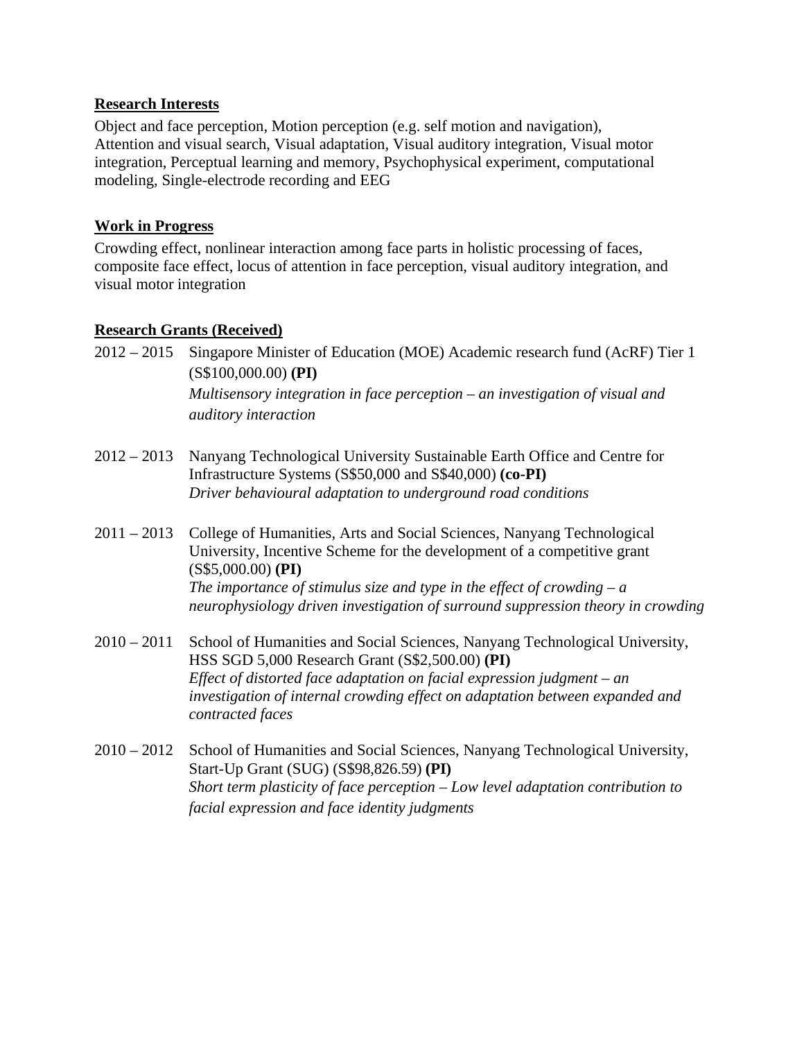## Research Interests

Object and face perception, Motion perception (e.g. self motion and navigation), Attention and visual search, Visual adaptation, Visual auditory integration, Visual motor integration, Perceptual learning and memory, Psychophysical experiment, computational modeling, Single-electrode recording and EEG

## Work in Progress

Crowding effect, nonlinear interaction among face parts in holistic processing of faces, composite face effect, locus of attention in face perception, visual auditory integration, and visual motor integration

## Research Grants (Received)

2012 – 2015 Singapore Minister of Education (MOE) Academic research fund (AcRF) Tier 1 (S$100,000.00) **(PI)**
*Multisensory integration in face perception – an investigation of visual and auditory interaction*

2012 – 2013 Nanyang Technological University Sustainable Earth Office and Centre for Infrastructure Systems (S$50,000 and S$40,000) **(co-PI)**
*Driver behavioural adaptation to underground road conditions*

2011 – 2013 College of Humanities, Arts and Social Sciences, Nanyang Technological University, Incentive Scheme for the development of a competitive grant (S$5,000.00) **(PI)**
*The importance of stimulus size and type in the effect of crowding – a neurophysiology driven investigation of surround suppression theory in crowding*

2010 – 2011 School of Humanities and Social Sciences, Nanyang Technological University, HSS SGD 5,000 Research Grant (S$2,500.00) **(PI)**
*Effect of distorted face adaptation on facial expression judgment – an investigation of internal crowding effect on adaptation between expanded and contracted faces*

2010 – 2012 School of Humanities and Social Sciences, Nanyang Technological University, Start-Up Grant (SUG) (S$98,826.59) **(PI)**
*Short term plasticity of face perception – Low level adaptation contribution to facial expression and face identity judgments*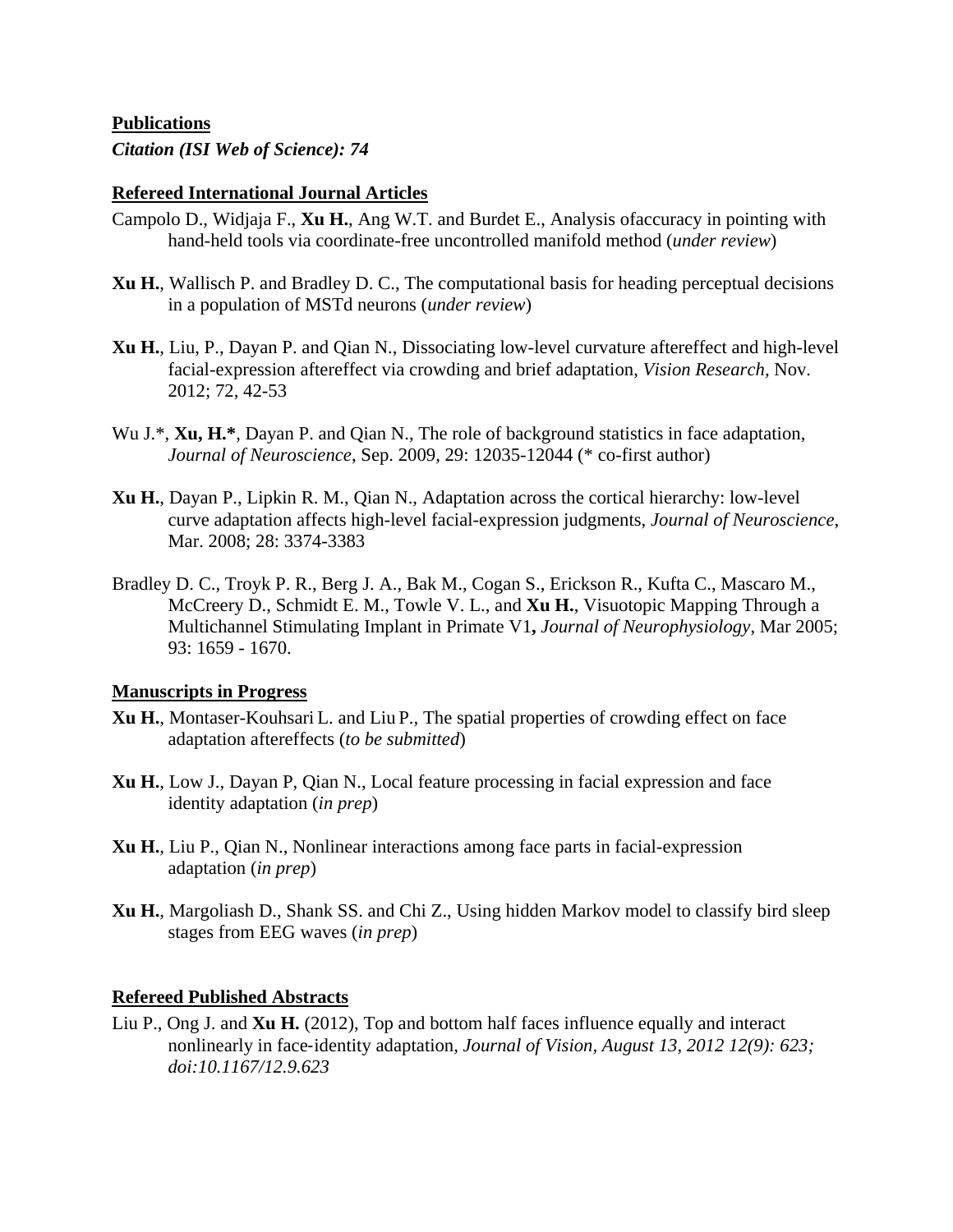## Publications

***Citation (ISI Web of Science): 74***

### Refereed International Journal Articles

Campolo D., Widjaja F., **Xu H.**, Ang W.T. and Burdet E., Analysis ofaccuracy in pointing with hand-held tools via coordinate-free uncontrolled manifold method (*under review*)

**Xu H.**, Wallisch P. and Bradley D. C., The computational basis for heading perceptual decisions in a population of MSTd neurons (*under review*)

**Xu H.**, Liu, P., Dayan P. and Qian N., Dissociating low-level curvature aftereffect and high-level facial-expression aftereffect via crowding and brief adaptation, *Vision Research,* Nov. 2012; 72, 42-53

Wu J.*, **Xu, H.***, Dayan P. and Qian N., The role of background statistics in face adaptation, *Journal of Neuroscience*, Sep. 2009, 29: 12035-12044 (* co-first author)

**Xu H.**, Dayan P., Lipkin R. M., Qian N., Adaptation across the cortical hierarchy: low-level curve adaptation affects high-level facial-expression judgments, *Journal of Neuroscience,* Mar. 2008; 28: 3374-3383

Bradley D. C., Troyk P. R., Berg J. A., Bak M., Cogan S., Erickson R., Kufta C., Mascaro M., McCreery D., Schmidt E. M., Towle V. L., and **Xu H.**, Visuotopic Mapping Through a Multichannel Stimulating Implant in Primate V1**,** *Journal of Neurophysiology*, Mar 2005; 93: 1659 - 1670.

### Manuscripts in Progress

**Xu H.**, Montaser-Kouhsari L. and Liu P., The spatial properties of crowding effect on face adaptation aftereffects (*to be submitted*)

**Xu H.**, Low J., Dayan P, Qian N., Local feature processing in facial expression and face identity adaptation (*in prep*)

**Xu H.**, Liu P., Qian N., Nonlinear interactions among face parts in facial-expression adaptation (*in prep*)

**Xu H.**, Margoliash D., Shank SS. and Chi Z., Using hidden Markov model to classify bird sleep stages from EEG waves (*in prep*)

### Refereed Published Abstracts

Liu P., Ong J. and **Xu H.** (2012), Top and bottom half faces influence equally and interact nonlinearly in face-identity adaptation, *Journal of Vision, August 13, 2012 12(9): 623; doi:10.1167/12.9.623*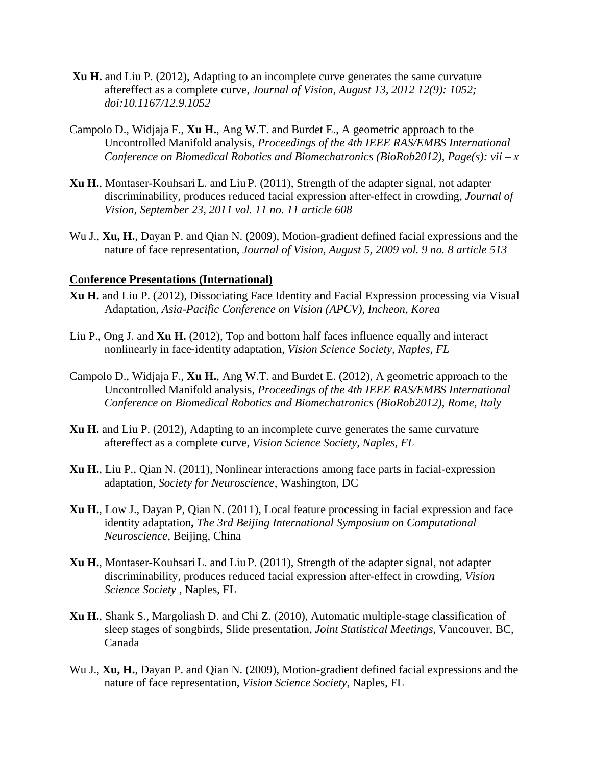**Xu H.** and Liu P. (2012), Adapting to an incomplete curve generates the same curvature aftereffect as a complete curve, *Journal of Vision, August 13, 2012 12(9): 1052; doi:10.1167/12.9.1052*

Campolo D., Widjaja F., **Xu H.**, Ang W.T. and Burdet E., A geometric approach to the Uncontrolled Manifold analysis, *Proceedings of the 4th IEEE RAS/EMBS International Conference on Biomedical Robotics and Biomechatronics (BioRob2012), Page(s): vii – x*

**Xu H.**, Montaser-Kouhsari L. and Liu P. (2011), Strength of the adapter signal, not adapter discriminability, produces reduced facial expression after-effect in crowding, *Journal of Vision, September 23, 2011 vol. 11 no. 11 article 608*

Wu J., **Xu, H.**, Dayan P. and Qian N. (2009), Motion-gradient defined facial expressions and the nature of face representation, *Journal of Vision, August 5, 2009 vol. 9 no. 8 article 513*

**Conference Presentations (International)**

**Xu H.** and Liu P. (2012), Dissociating Face Identity and Facial Expression processing via Visual Adaptation, *Asia-Pacific Conference on Vision (APCV), Incheon, Korea*

Liu P., Ong J. and **Xu H.** (2012), Top and bottom half faces influence equally and interact nonlinearly in face-identity adaptation, *Vision Science Society, Naples, FL*

Campolo D., Widjaja F., **Xu H.**, Ang W.T. and Burdet E. (2012), A geometric approach to the Uncontrolled Manifold analysis, *Proceedings of the 4th IEEE RAS/EMBS International Conference on Biomedical Robotics and Biomechatronics (BioRob2012), Rome, Italy*

**Xu H.** and Liu P. (2012), Adapting to an incomplete curve generates the same curvature aftereffect as a complete curve, *Vision Science Society, Naples, FL*

**Xu H.**, Liu P., Qian N. (2011), Nonlinear interactions among face parts in facial-expression adaptation, *Society for Neuroscience*, Washington, DC

**Xu H.**, Low J., Dayan P, Qian N. (2011), Local feature processing in facial expression and face identity adaptation**,** *The 3rd Beijing International Symposium on Computational Neuroscience*, Beijing, China

**Xu H.**, Montaser-Kouhsari L. and Liu P. (2011), Strength of the adapter signal, not adapter discriminability, produces reduced facial expression after-effect in crowding, *Vision Science Society* , Naples, FL

**Xu H.**, Shank S., Margoliash D. and Chi Z. (2010), Automatic multiple-stage classification of sleep stages of songbirds, Slide presentation, *Joint Statistical Meetings*, Vancouver, BC, Canada

Wu J., **Xu, H.**, Dayan P. and Qian N. (2009), Motion-gradient defined facial expressions and the nature of face representation, *Vision Science Society*, Naples, FL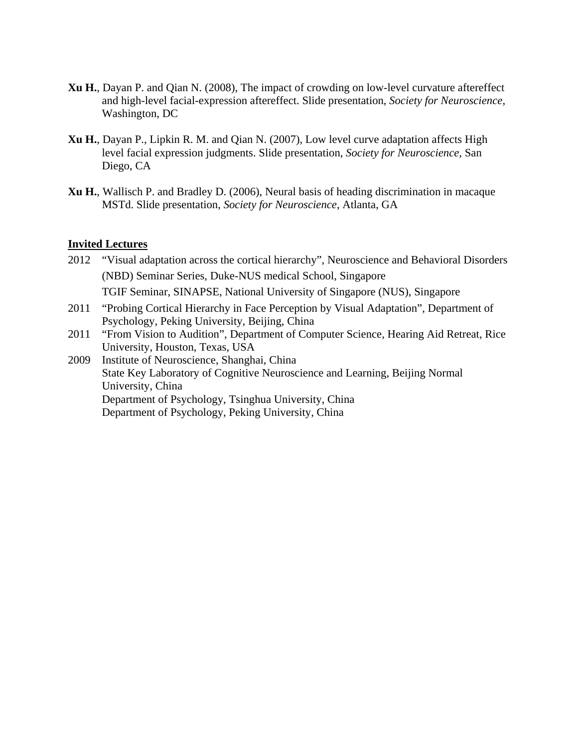**Xu H.**, Dayan P. and Qian N. (2008), The impact of crowding on low-level curvature aftereffect and high-level facial-expression aftereffect. Slide presentation, *Society for Neuroscience*, Washington, DC

**Xu H.**, Dayan P., Lipkin R. M. and Qian N. (2007), Low level curve adaptation affects High level facial expression judgments. Slide presentation, *Society for Neuroscience*, San Diego, CA

**Xu H.**, Wallisch P. and Bradley D. (2006), Neural basis of heading discrimination in macaque MSTd. Slide presentation, *Society for Neuroscience*, Atlanta, GA

**<u>Invited Lectures</u>**

2012 "Visual adaptation across the cortical hierarchy", Neuroscience and Behavioral Disorders (NBD) Seminar Series, Duke-NUS medical School, Singapore
TGIF Seminar, SINAPSE, National University of Singapore (NUS), Singapore

2011 "Probing Cortical Hierarchy in Face Perception by Visual Adaptation", Department of Psychology, Peking University, Beijing, China

2011 "From Vision to Audition", Department of Computer Science, Hearing Aid Retreat, Rice University, Houston, Texas, USA

2009 Institute of Neuroscience, Shanghai, China
State Key Laboratory of Cognitive Neuroscience and Learning, Beijing Normal University, China
Department of Psychology, Tsinghua University, China
Department of Psychology, Peking University, China